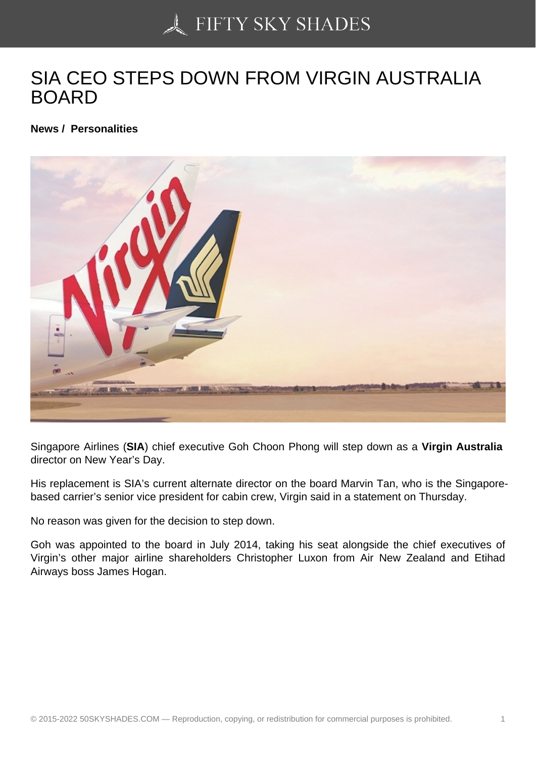# SIA CEO STEPS DOWN FROM VIRGIN AUSTRALIA BOARD

**News / Personalities**

Singapore Airlines (**SIA**) chief executive Goh Choon Phong will step down as a **Virgin Australia** director on New Year's Day.

His replacement is SIA's current alternate director on the board Marvin Tan, who is the Singapore-based carrier's senior vice president for cabin crew, Virgin said in a statement on Thursday.

No reason was given for the decision to step down.

Goh was appointed to the board in July 2014, taking his seat alongside the chief executives of Virgin's other major airline shareholders Christopher Luxon from Air New Zealand and Etihad Airways boss James Hogan.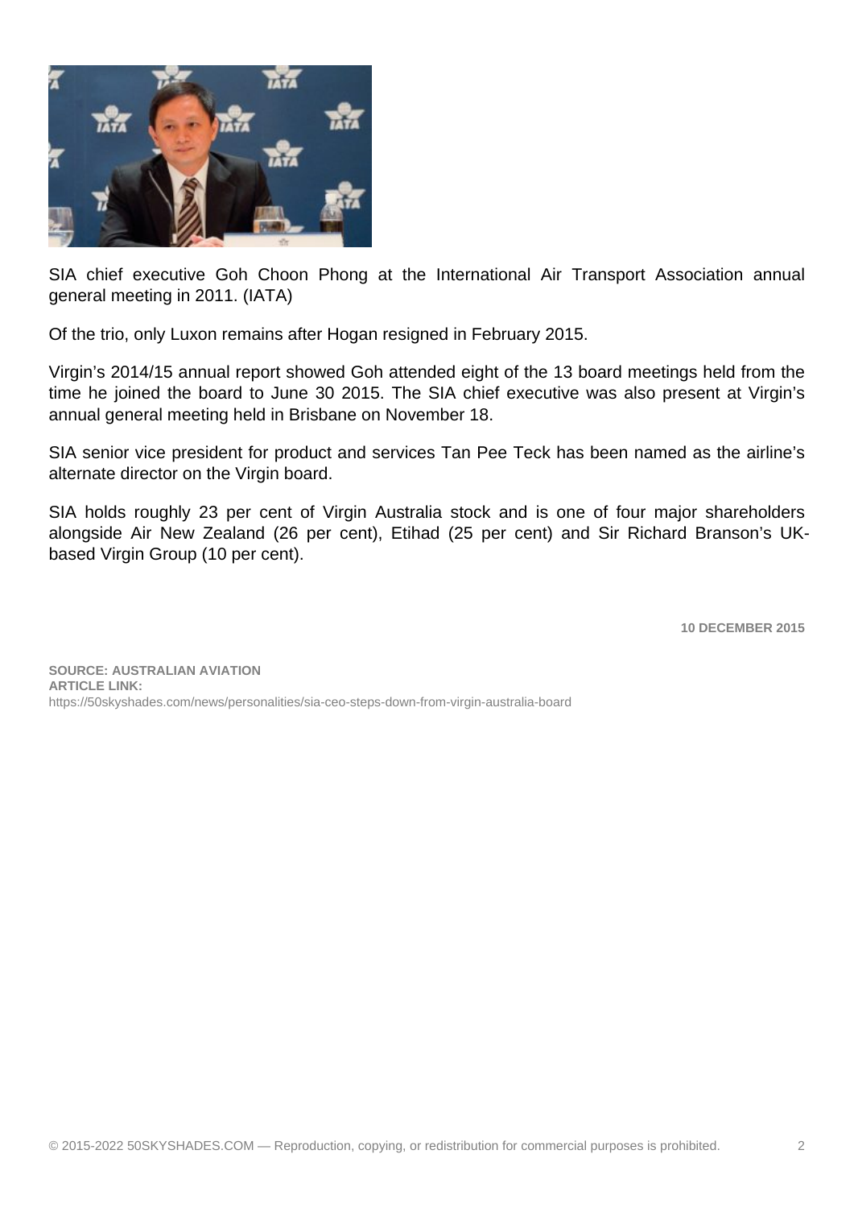SIA chief executive Goh Choon Phong at the International Air Transport Association annual general meeting in 2011. (IATA)

Of the trio, only Luxon remains after Hogan resigned in February 2015.

Virgin's 2014/15 annual report showed Goh attended eight of the 13 board meetings held from the time he joined the board to June 30 2015. The SIA chief executive was also present at Virgin's annual general meeting held in Brisbane on November 18.

SIA senior vice president for product and services Tan Pee Teck has been named as the airline's alternate director on the Virgin board.

SIA holds roughly 23 per cent of Virgin Australia stock and is one of four major shareholders alongside Air New Zealand (26 per cent), Etihad (25 per cent) and Sir Richard Branson's UK-based Virgin Group (10 per cent).

**10 DECEMBER 2015**

**SOURCE: AUSTRALIAN AVIATION**
**ARTICLE LINK:**
https://50skyshades.com/news/personalities/sia-ceo-steps-down-from-virgin-australia-board